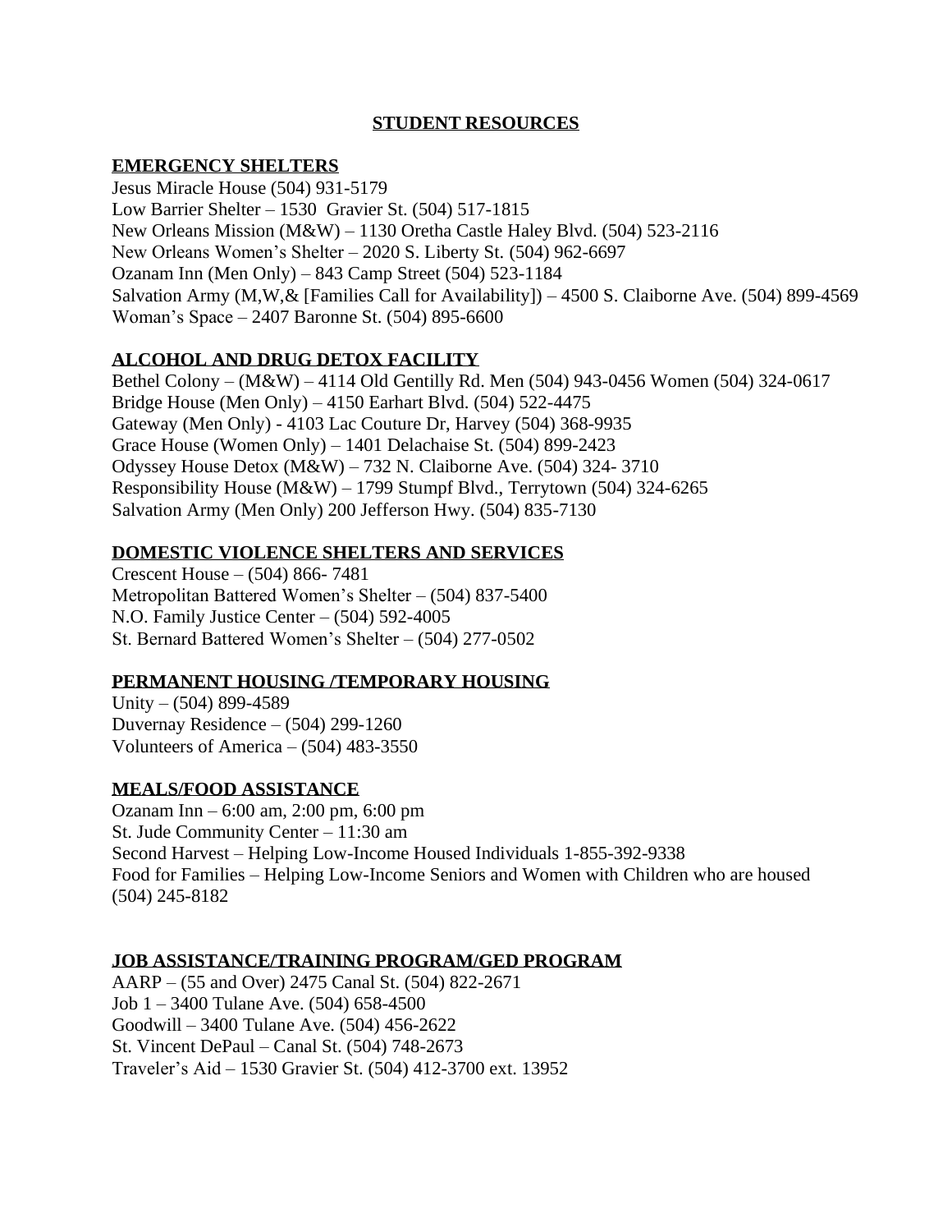# STUDENT RESOURCES

## EMERGENCY SHELTERS

Jesus Miracle House (504) 931-5179
Low Barrier Shelter – 1530 Gravier St. (504) 517-1815
New Orleans Mission (M&W) – 1130 Oretha Castle Haley Blvd. (504) 523-2116
New Orleans Women's Shelter – 2020 S. Liberty St. (504) 962-6697
Ozanam Inn (Men Only) – 843 Camp Street (504) 523-1184
Salvation Army (M,W,& [Families Call for Availability]) – 4500 S. Claiborne Ave. (504) 899-4569
Woman's Space – 2407 Baronne St. (504) 895-6600

## ALCOHOL AND DRUG DETOX FACILITY

Bethel Colony – (M&W) – 4114 Old Gentilly Rd. Men (504) 943-0456 Women (504) 324-0617
Bridge House (Men Only) – 4150 Earhart Blvd. (504) 522-4475
Gateway (Men Only) - 4103 Lac Couture Dr, Harvey (504) 368-9935
Grace House (Women Only) – 1401 Delachaise St. (504) 899-2423
Odyssey House Detox (M&W) – 732 N. Claiborne Ave. (504) 324- 3710
Responsibility House (M&W) – 1799 Stumpf Blvd., Terrytown (504) 324-6265
Salvation Army (Men Only) 200 Jefferson Hwy. (504) 835-7130

## DOMESTIC VIOLENCE SHELTERS AND SERVICES

Crescent House – (504) 866- 7481
Metropolitan Battered Women's Shelter – (504) 837-5400
N.O. Family Justice Center – (504) 592-4005
St. Bernard Battered Women's Shelter – (504) 277-0502

## PERMANENT HOUSING /TEMPORARY HOUSING

Unity – (504) 899-4589
Duvernay Residence – (504) 299-1260
Volunteers of America – (504) 483-3550

## MEALS/FOOD ASSISTANCE

Ozanam Inn – 6:00 am, 2:00 pm, 6:00 pm
St. Jude Community Center – 11:30 am
Second Harvest – Helping Low-Income Housed Individuals 1-855-392-9338
Food for Families – Helping Low-Income Seniors and Women with Children who are housed (504) 245-8182

## JOB ASSISTANCE/TRAINING PROGRAM/GED PROGRAM

AARP – (55 and Over) 2475 Canal St. (504) 822-2671
Job 1 – 3400 Tulane Ave. (504) 658-4500
Goodwill – 3400 Tulane Ave. (504) 456-2622
St. Vincent DePaul – Canal St. (504) 748-2673
Traveler's Aid – 1530 Gravier St. (504) 412-3700 ext. 13952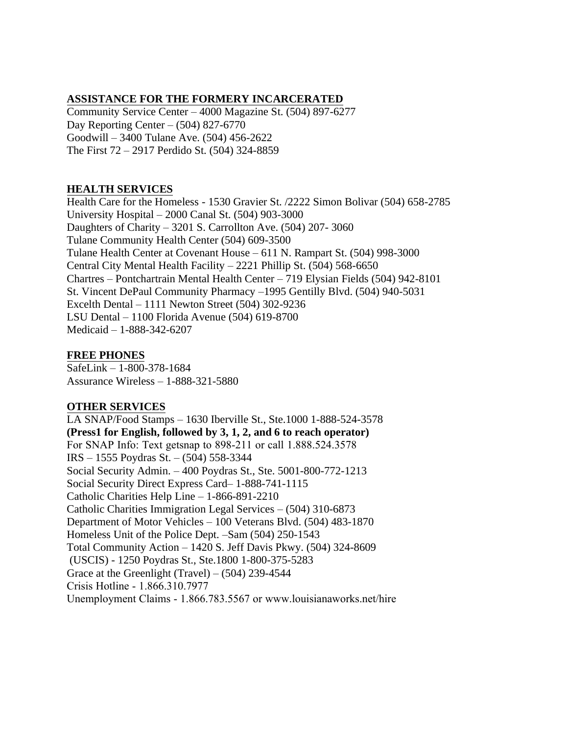## ASSISTANCE FOR THE FORMERY INCARCERATED

Community Service Center – 4000 Magazine St. (504) 897-6277
Day Reporting Center – (504) 827-6770
Goodwill – 3400 Tulane Ave. (504) 456-2622
The First 72 – 2917 Perdido St. (504) 324-8859

## HEALTH SERVICES

Health Care for the Homeless - 1530 Gravier St. /2222 Simon Bolivar (504) 658-2785
University Hospital – 2000 Canal St. (504) 903-3000
Daughters of Charity – 3201 S. Carrollton Ave. (504) 207- 3060
Tulane Community Health Center (504) 609-3500
Tulane Health Center at Covenant House – 611 N. Rampart St. (504) 998-3000
Central City Mental Health Facility – 2221 Phillip St. (504) 568-6650
Chartres – Pontchartrain Mental Health Center – 719 Elysian Fields (504) 942-8101
St. Vincent DePaul Community Pharmacy –1995 Gentilly Blvd. (504) 940-5031
Excelth Dental – 1111 Newton Street (504) 302-9236
LSU Dental – 1100 Florida Avenue (504) 619-8700
Medicaid – 1-888-342-6207

## FREE PHONES

SafeLink – 1-800-378-1684
Assurance Wireless – 1-888-321-5880

## OTHER SERVICES

LA SNAP/Food Stamps – 1630 Iberville St., Ste.1000 1-888-524-3578
**(Press1 for English, followed by 3, 1, 2, and 6 to reach operator)**
For SNAP Info: Text getsnap to 898-211 or call 1.888.524.3578
IRS – 1555 Poydras St. – (504) 558-3344
Social Security Admin. – 400 Poydras St., Ste. 5001-800-772-1213
Social Security Direct Express Card– 1-888-741-1115
Catholic Charities Help Line – 1-866-891-2210
Catholic Charities Immigration Legal Services – (504) 310-6873
Department of Motor Vehicles – 100 Veterans Blvd. (504) 483-1870
Homeless Unit of the Police Dept. –Sam (504) 250-1543
Total Community Action – 1420 S. Jeff Davis Pkwy. (504) 324-8609
(USCIS) - 1250 Poydras St., Ste.1800 1-800-375-5283
Grace at the Greenlight (Travel) – (504) 239-4544
Crisis Hotline - 1.866.310.7977
Unemployment Claims - 1.866.783.5567 or www.louisianaworks.net/hire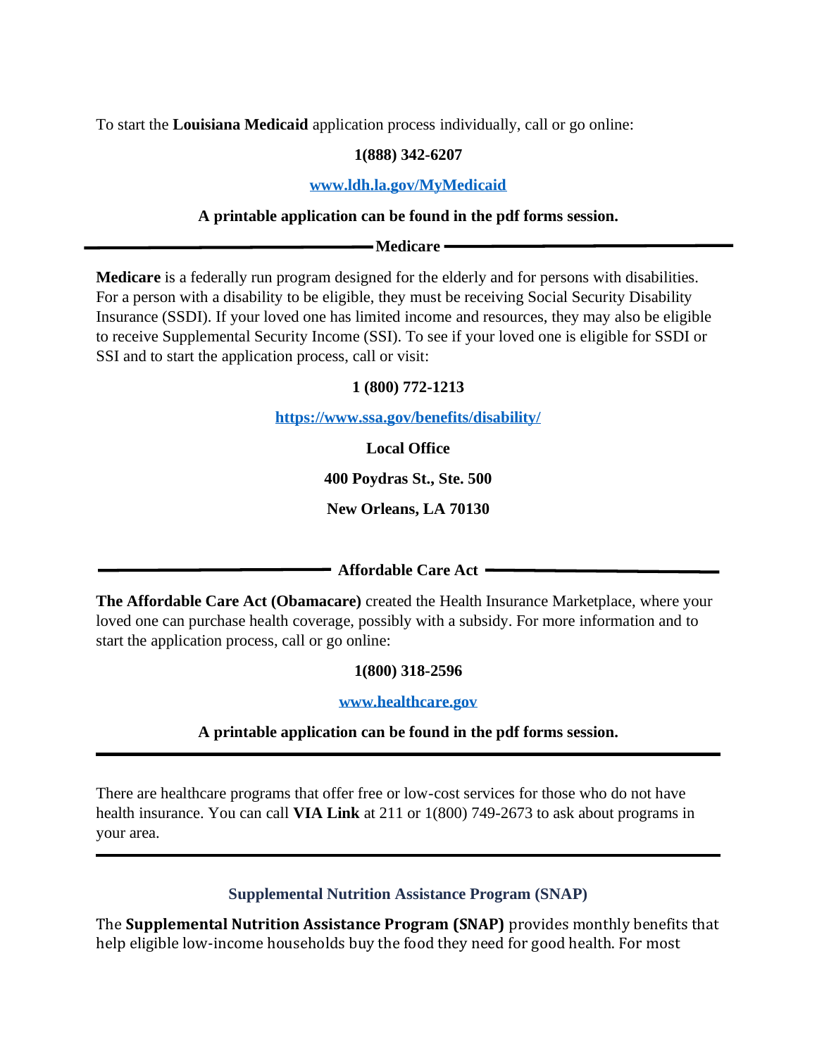To start the **Louisiana Medicaid** application process individually, call or go online:

**1(888) 342-6207**

**www.ldh.la.gov/MyMedicaid**

**A printable application can be found in the pdf forms session.**

## Medicare

**Medicare** is a federally run program designed for the elderly and for persons with disabilities. For a person with a disability to be eligible, they must be receiving Social Security Disability Insurance (SSDI). If your loved one has limited income and resources, they may also be eligible to receive Supplemental Security Income (SSI). To see if your loved one is eligible for SSDI or SSI and to start the application process, call or visit:

**1 (800) 772-1213**

**https://www.ssa.gov/benefits/disability/**

**Local Office**

**400 Poydras St., Ste. 500**

**New Orleans, LA 70130**

## Affordable Care Act

**The Affordable Care Act (Obamacare)** created the Health Insurance Marketplace, where your loved one can purchase health coverage, possibly with a subsidy. For more information and to start the application process, call or go online:

**1(800) 318-2596**

**www.healthcare.gov**

**A printable application can be found in the pdf forms session.**

---

There are healthcare programs that offer free or low-cost services for those who do not have health insurance. You can call **VIA Link** at 211 or 1(800) 749-2673 to ask about programs in your area.

---

## Supplemental Nutrition Assistance Program (SNAP)

The **Supplemental Nutrition Assistance Program (SNAP)** provides monthly benefits that help eligible low-income households buy the food they need for good health. For most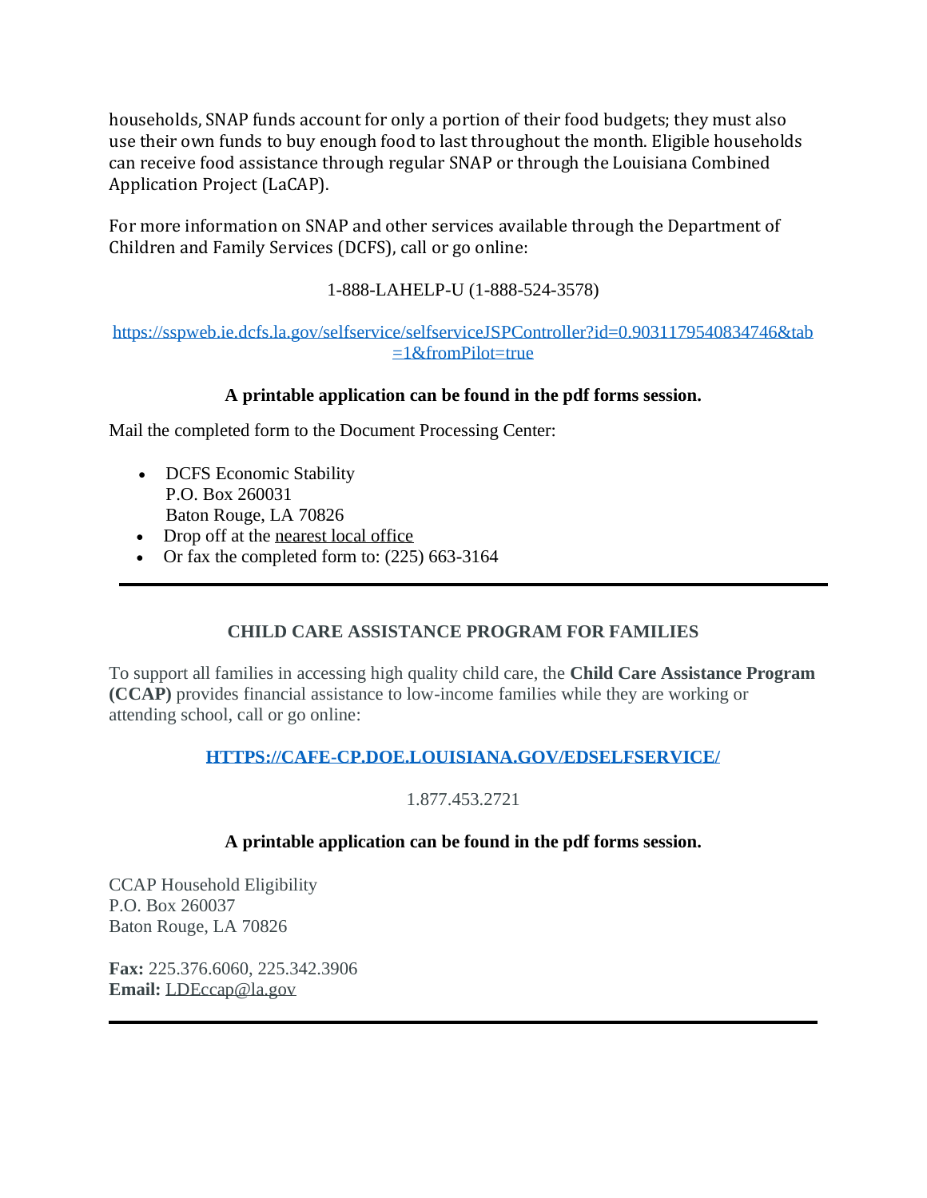households, SNAP funds account for only a portion of their food budgets; they must also use their own funds to buy enough food to last throughout the month. Eligible households can receive food assistance through regular SNAP or through the Louisiana Combined Application Project (LaCAP).

For more information on SNAP and other services available through the Department of Children and Family Services (DCFS), call or go online:

1-888-LAHELP-U (1-888-524-3578)

[https://sspweb.ie.dcfs.la.gov/selfservice/selfserviceJSPController?id=0.9031179540834746&tab=1&fromPilot=true](https://sspweb.ie.dcfs.la.gov/selfservice/selfserviceJSPController?id=0.9031179540834746&tab=1&fromPilot=true)

**A printable application can be found in the pdf forms session.**

Mail the completed form to the Document Processing Center:

- DCFS Economic Stability
  P.O. Box 260031
  Baton Rouge, LA 70826
- Drop off at the nearest local office
- Or fax the completed form to: (225) 663-3164

---

## CHILD CARE ASSISTANCE PROGRAM FOR FAMILIES

To support all families in accessing high quality child care, the **Child Care Assistance Program (CCAP)** provides financial assistance to low-income families while they are working or attending school, call or go online:

**[HTTPS://CAFE-CP.DOE.LOUISIANA.GOV/EDSELFSERVICE/](HTTPS://CAFE-CP.DOE.LOUISIANA.GOV/EDSELFSERVICE/)**

1.877.453.2721

**A printable application can be found in the pdf forms session.**

CCAP Household Eligibility
P.O. Box 260037
Baton Rouge, LA 70826

**Fax:** 225.376.6060, 225.342.3906
**Email:** LDEccap@la.gov

---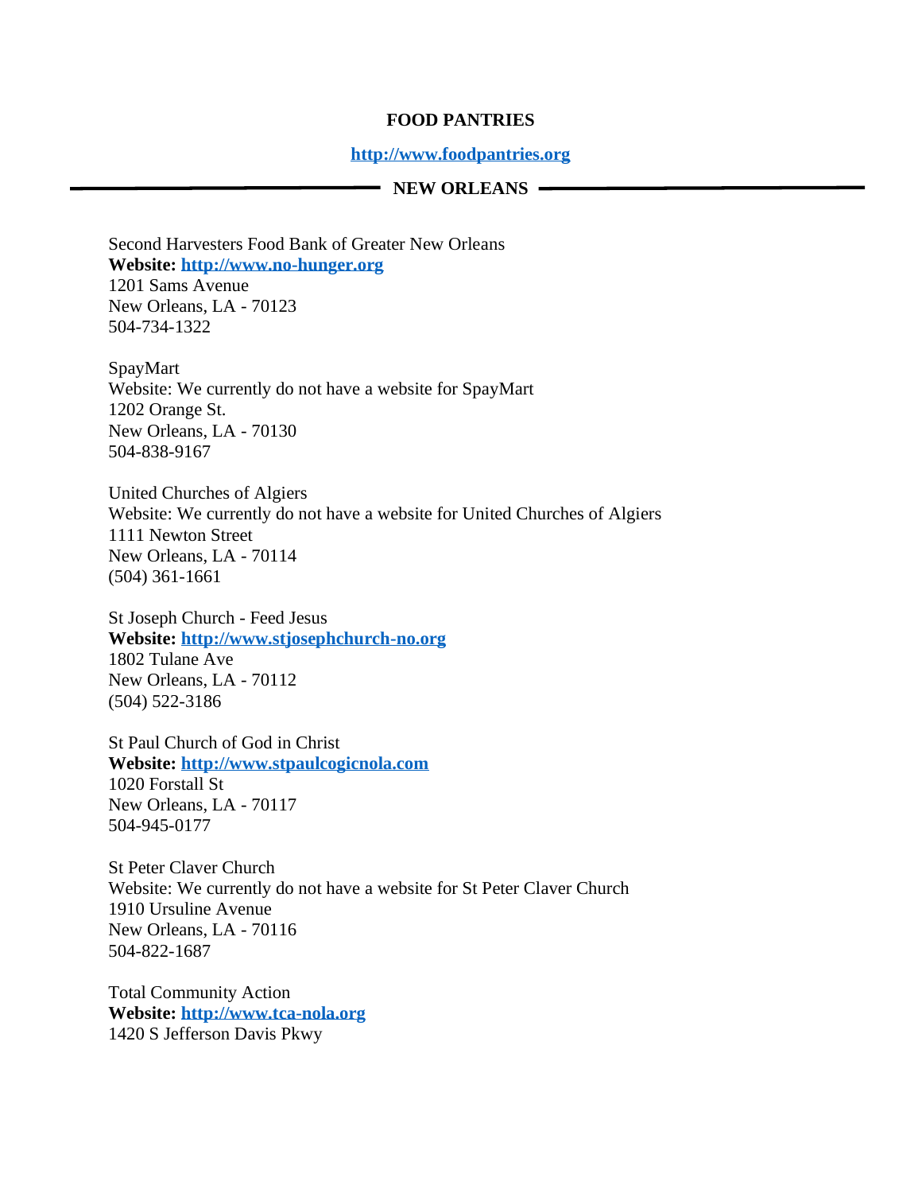**FOOD PANTRIES**

**[http://www.foodpantries.org](http://www.foodpantries.org)**

## NEW ORLEANS

Second Harvesters Food Bank of Greater New Orleans
**Website: [http://www.no-hunger.org](http://www.no-hunger.org)**
1201 Sams Avenue
New Orleans, LA - 70123
504-734-1322

SpayMart
Website: We currently do not have a website for SpayMart
1202 Orange St.
New Orleans, LA - 70130
504-838-9167

United Churches of Algiers
Website: We currently do not have a website for United Churches of Algiers
1111 Newton Street
New Orleans, LA - 70114
(504) 361-1661

St Joseph Church - Feed Jesus
**Website: [http://www.stjosephchurch-no.org](http://www.stjosephchurch-no.org)**
1802 Tulane Ave
New Orleans, LA - 70112
(504) 522-3186

St Paul Church of God in Christ
**Website: [http://www.stpaulcogicnola.com](http://www.stpaulcogicnola.com)**
1020 Forstall St
New Orleans, LA - 70117
504-945-0177

St Peter Claver Church
Website: We currently do not have a website for St Peter Claver Church
1910 Ursuline Avenue
New Orleans, LA - 70116
504-822-1687

Total Community Action
**Website: [http://www.tca-nola.org](http://www.tca-nola.org)**
1420 S Jefferson Davis Pkwy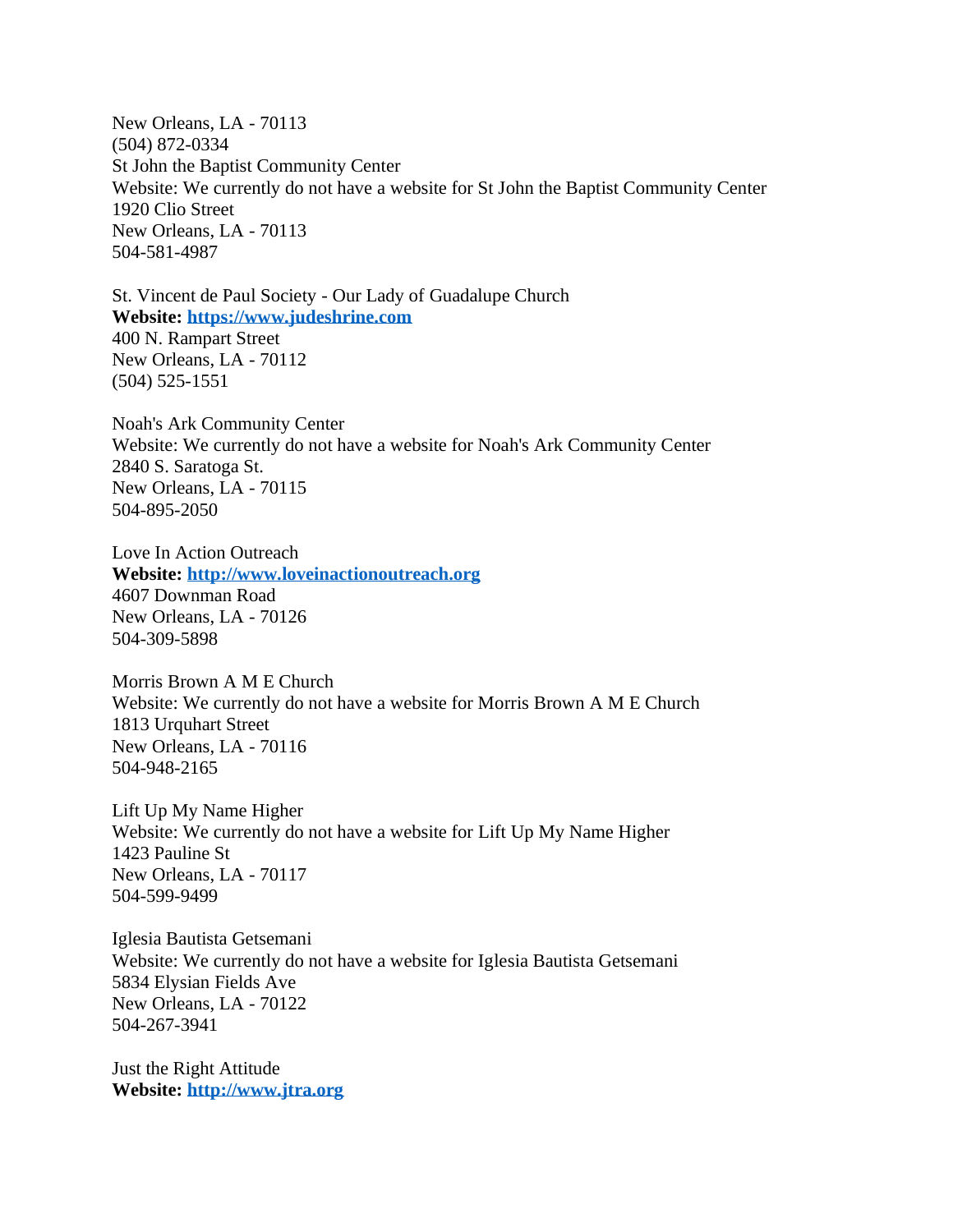New Orleans, LA - 70113
(504) 872-0334
St John the Baptist Community Center
Website: We currently do not have a website for St John the Baptist Community Center
1920 Clio Street
New Orleans, LA - 70113
504-581-4987

St. Vincent de Paul Society - Our Lady of Guadalupe Church
**Website: https://www.judeshrine.com**
400 N. Rampart Street
New Orleans, LA - 70112
(504) 525-1551

Noah's Ark Community Center
Website: We currently do not have a website for Noah's Ark Community Center
2840 S. Saratoga St.
New Orleans, LA - 70115
504-895-2050

Love In Action Outreach
**Website: http://www.loveinactionoutreach.org**
4607 Downman Road
New Orleans, LA - 70126
504-309-5898

Morris Brown A M E Church
Website: We currently do not have a website for Morris Brown A M E Church
1813 Urquhart Street
New Orleans, LA - 70116
504-948-2165

Lift Up My Name Higher
Website: We currently do not have a website for Lift Up My Name Higher
1423 Pauline St
New Orleans, LA - 70117
504-599-9499

Iglesia Bautista Getsemani
Website: We currently do not have a website for Iglesia Bautista Getsemani
5834 Elysian Fields Ave
New Orleans, LA - 70122
504-267-3941

Just the Right Attitude
**Website: http://www.jtra.org**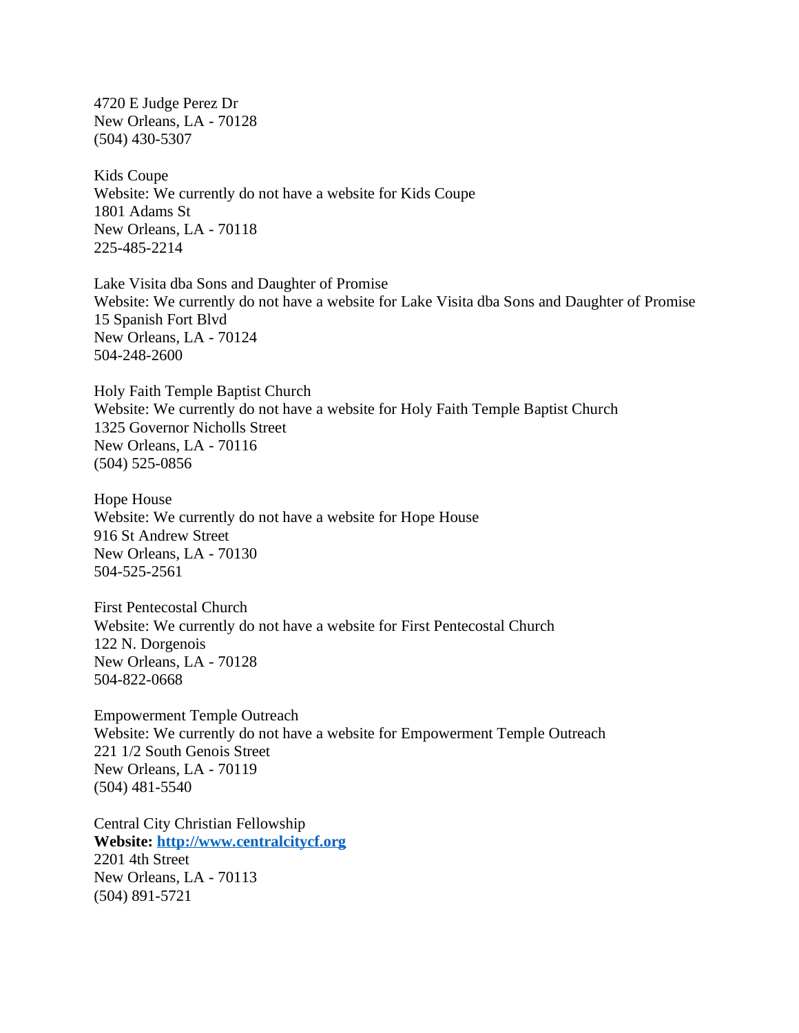4720 E Judge Perez Dr
New Orleans, LA - 70128
(504) 430-5307

Kids Coupe
Website: We currently do not have a website for Kids Coupe
1801 Adams St
New Orleans, LA - 70118
225-485-2214

Lake Visita dba Sons and Daughter of Promise
Website: We currently do not have a website for Lake Visita dba Sons and Daughter of Promise
15 Spanish Fort Blvd
New Orleans, LA - 70124
504-248-2600

Holy Faith Temple Baptist Church
Website: We currently do not have a website for Holy Faith Temple Baptist Church
1325 Governor Nicholls Street
New Orleans, LA - 70116
(504) 525-0856

Hope House
Website: We currently do not have a website for Hope House
916 St Andrew Street
New Orleans, LA - 70130
504-525-2561

First Pentecostal Church
Website: We currently do not have a website for First Pentecostal Church
122 N. Dorgenois
New Orleans, LA - 70128
504-822-0668

Empowerment Temple Outreach
Website: We currently do not have a website for Empowerment Temple Outreach
221 1/2 South Genois Street
New Orleans, LA - 70119
(504) 481-5540

Central City Christian Fellowship
**Website: [http://www.centralcitycf.org](http://www.centralcitycf.org)**
2201 4th Street
New Orleans, LA - 70113
(504) 891-5721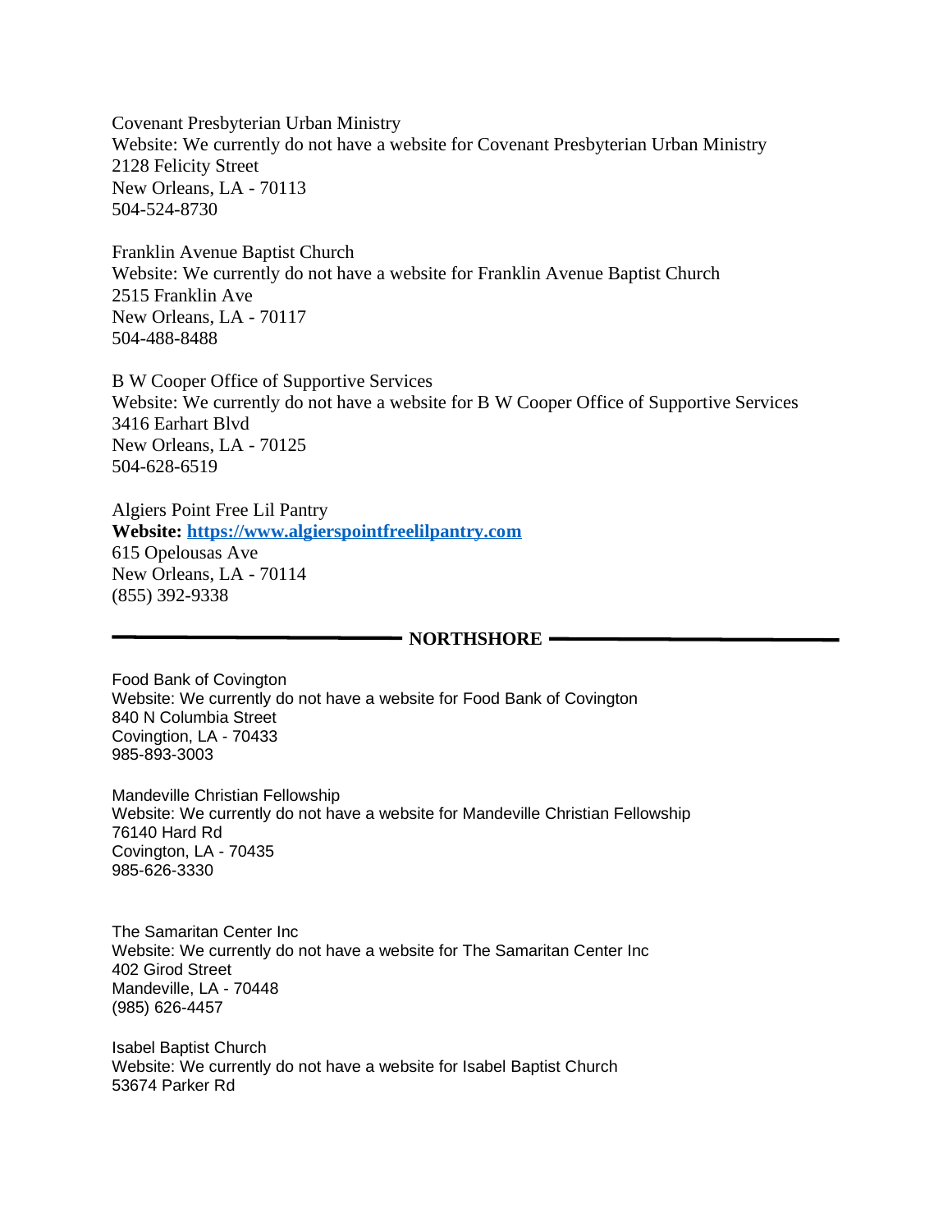Covenant Presbyterian Urban Ministry
Website: We currently do not have a website for Covenant Presbyterian Urban Ministry
2128 Felicity Street
New Orleans, LA - 70113
504-524-8730

Franklin Avenue Baptist Church
Website: We currently do not have a website for Franklin Avenue Baptist Church
2515 Franklin Ave
New Orleans, LA - 70117
504-488-8488

B W Cooper Office of Supportive Services
Website: We currently do not have a website for B W Cooper Office of Supportive Services
3416 Earhart Blvd
New Orleans, LA - 70125
504-628-6519

Algiers Point Free Lil Pantry
**Website: [https://www.algierspointfreelilpantry.com](https://www.algierspointfreelilpantry.com)**
615 Opelousas Ave
New Orleans, LA - 70114
(855) 392-9338

## NORTHSHORE

Food Bank of Covington
Website: We currently do not have a website for Food Bank of Covington
840 N Columbia Street
Covingtion, LA - 70433
985-893-3003

Mandeville Christian Fellowship
Website: We currently do not have a website for Mandeville Christian Fellowship
76140 Hard Rd
Covington, LA - 70435
985-626-3330

The Samaritan Center Inc
Website: We currently do not have a website for The Samaritan Center Inc
402 Girod Street
Mandeville, LA - 70448
(985) 626-4457

Isabel Baptist Church
Website: We currently do not have a website for Isabel Baptist Church
53674 Parker Rd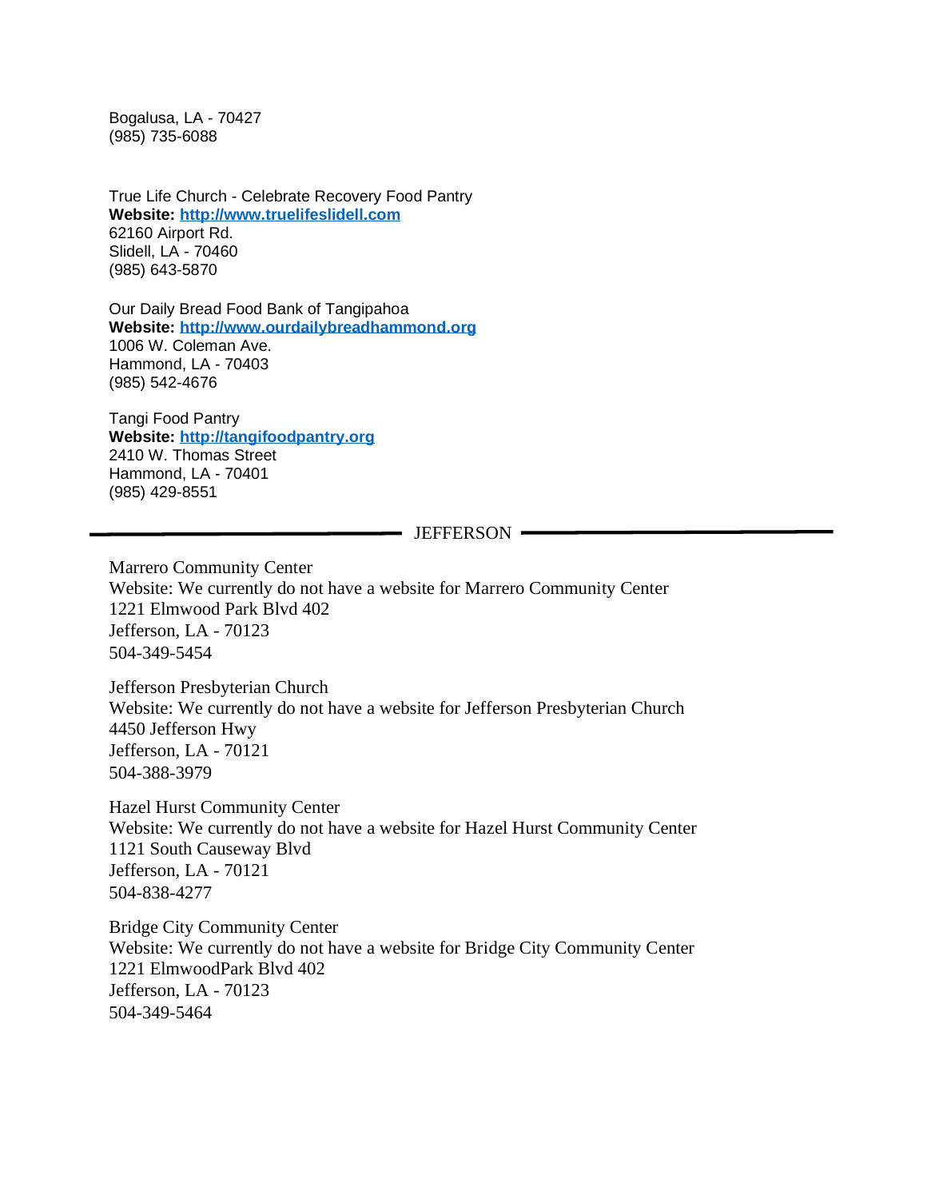Bogalusa, LA - 70427
(985) 735-6088

True Life Church - Celebrate Recovery Food Pantry
**Website:** [http://www.truelifeslidell.com](http://www.truelifeslidell.com)
62160 Airport Rd.
Slidell, LA - 70460
(985) 643-5870

Our Daily Bread Food Bank of Tangipahoa
**Website:** [http://www.ourdailybreadhammond.org](http://www.ourdailybreadhammond.org)
1006 W. Coleman Ave.
Hammond, LA - 70403
(985) 542-4676

Tangi Food Pantry
**Website:** [http://tangifoodpantry.org](http://tangifoodpantry.org)
2410 W. Thomas Street
Hammond, LA - 70401
(985) 429-8551

## JEFFERSON

Marrero Community Center
Website: We currently do not have a website for Marrero Community Center
1221 Elmwood Park Blvd 402
Jefferson, LA - 70123
504-349-5454

Jefferson Presbyterian Church
Website: We currently do not have a website for Jefferson Presbyterian Church
4450 Jefferson Hwy
Jefferson, LA - 70121
504-388-3979

Hazel Hurst Community Center
Website: We currently do not have a website for Hazel Hurst Community Center
1121 South Causeway Blvd
Jefferson, LA - 70121
504-838-4277

Bridge City Community Center
Website: We currently do not have a website for Bridge City Community Center
1221 ElmwoodPark Blvd 402
Jefferson, LA - 70123
504-349-5464